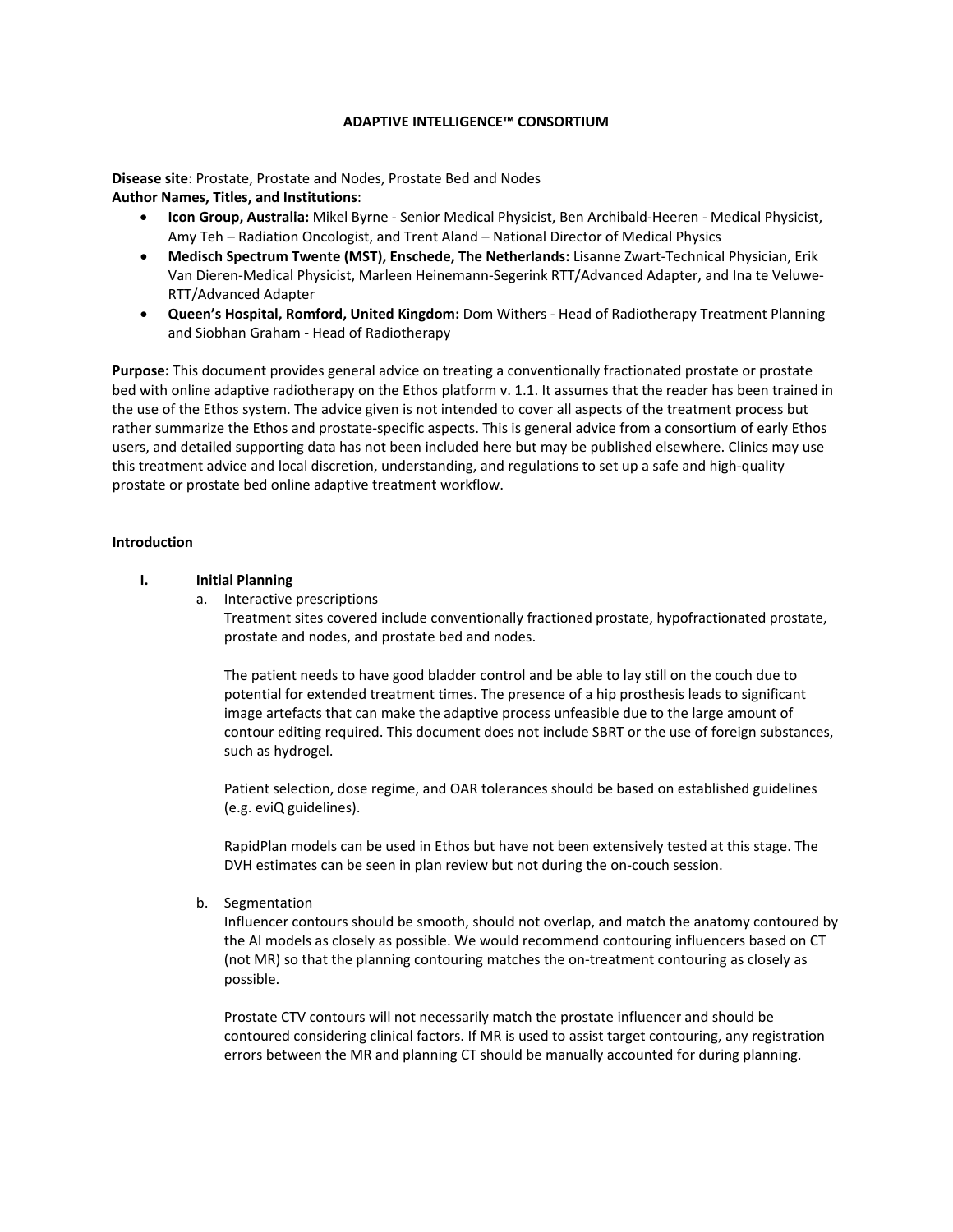# ADAPTIVE INTELLIGENCE™ CONSORTIUM

**Disease site**: Prostate, Prostate and Nodes, Prostate Bed and Nodes
**Author Names, Titles, and Institutions**:

- **Icon Group, Australia:** Mikel Byrne - Senior Medical Physicist, Ben Archibald-Heeren - Medical Physicist, Amy Teh – Radiation Oncologist, and Trent Aland – National Director of Medical Physics
- **Medisch Spectrum Twente (MST), Enschede, The Netherlands:** Lisanne Zwart-Technical Physician, Erik Van Dieren-Medical Physicist, Marleen Heinemann-Segerink RTT/Advanced Adapter, and Ina te Veluwe-RTT/Advanced Adapter
- **Queen's Hospital, Romford, United Kingdom:** Dom Withers - Head of Radiotherapy Treatment Planning and Siobhan Graham - Head of Radiotherapy

**Purpose:** This document provides general advice on treating a conventionally fractionated prostate or prostate bed with online adaptive radiotherapy on the Ethos platform v. 1.1. It assumes that the reader has been trained in the use of the Ethos system. The advice given is not intended to cover all aspects of the treatment process but rather summarize the Ethos and prostate-specific aspects. This is general advice from a consortium of early Ethos users, and detailed supporting data has not been included here but may be published elsewhere. Clinics may use this treatment advice and local discretion, understanding, and regulations to set up a safe and high-quality prostate or prostate bed online adaptive treatment workflow.

## Introduction

### I. Initial Planning

a. Interactive prescriptions

Treatment sites covered include conventionally fractioned prostate, hypofractionated prostate, prostate and nodes, and prostate bed and nodes.

The patient needs to have good bladder control and be able to lay still on the couch due to potential for extended treatment times. The presence of a hip prosthesis leads to significant image artefacts that can make the adaptive process unfeasible due to the large amount of contour editing required. This document does not include SBRT or the use of foreign substances, such as hydrogel.

Patient selection, dose regime, and OAR tolerances should be based on established guidelines (e.g. eviQ guidelines).

RapidPlan models can be used in Ethos but have not been extensively tested at this stage. The DVH estimates can be seen in plan review but not during the on-couch session.

b. Segmentation

Influencer contours should be smooth, should not overlap, and match the anatomy contoured by the AI models as closely as possible. We would recommend contouring influencers based on CT (not MR) so that the planning contouring matches the on-treatment contouring as closely as possible.

Prostate CTV contours will not necessarily match the prostate influencer and should be contoured considering clinical factors. If MR is used to assist target contouring, any registration errors between the MR and planning CT should be manually accounted for during planning.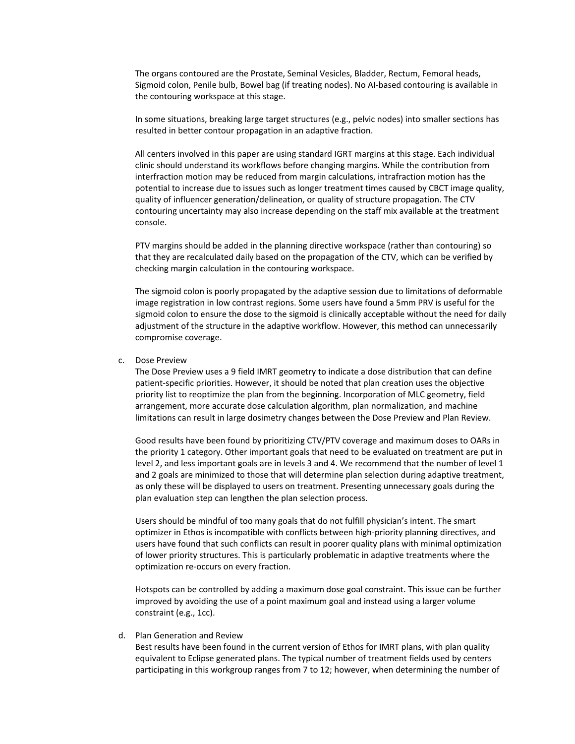The organs contoured are the Prostate, Seminal Vesicles, Bladder, Rectum, Femoral heads, Sigmoid colon, Penile bulb, Bowel bag (if treating nodes). No AI-based contouring is available in the contouring workspace at this stage.

In some situations, breaking large target structures (e.g., pelvic nodes) into smaller sections has resulted in better contour propagation in an adaptive fraction.

All centers involved in this paper are using standard IGRT margins at this stage. Each individual clinic should understand its workflows before changing margins. While the contribution from interfraction motion may be reduced from margin calculations, intrafraction motion has the potential to increase due to issues such as longer treatment times caused by CBCT image quality, quality of influencer generation/delineation, or quality of structure propagation. The CTV contouring uncertainty may also increase depending on the staff mix available at the treatment console.

PTV margins should be added in the planning directive workspace (rather than contouring) so that they are recalculated daily based on the propagation of the CTV, which can be verified by checking margin calculation in the contouring workspace.

The sigmoid colon is poorly propagated by the adaptive session due to limitations of deformable image registration in low contrast regions. Some users have found a 5mm PRV is useful for the sigmoid colon to ensure the dose to the sigmoid is clinically acceptable without the need for daily adjustment of the structure in the adaptive workflow. However, this method can unnecessarily compromise coverage.

c. Dose Preview

The Dose Preview uses a 9 field IMRT geometry to indicate a dose distribution that can define patient-specific priorities. However, it should be noted that plan creation uses the objective priority list to reoptimize the plan from the beginning. Incorporation of MLC geometry, field arrangement, more accurate dose calculation algorithm, plan normalization, and machine limitations can result in large dosimetry changes between the Dose Preview and Plan Review.

Good results have been found by prioritizing CTV/PTV coverage and maximum doses to OARs in the priority 1 category. Other important goals that need to be evaluated on treatment are put in level 2, and less important goals are in levels 3 and 4. We recommend that the number of level 1 and 2 goals are minimized to those that will determine plan selection during adaptive treatment, as only these will be displayed to users on treatment. Presenting unnecessary goals during the plan evaluation step can lengthen the plan selection process.

Users should be mindful of too many goals that do not fulfill physician's intent. The smart optimizer in Ethos is incompatible with conflicts between high-priority planning directives, and users have found that such conflicts can result in poorer quality plans with minimal optimization of lower priority structures. This is particularly problematic in adaptive treatments where the optimization re-occurs on every fraction.

Hotspots can be controlled by adding a maximum dose goal constraint. This issue can be further improved by avoiding the use of a point maximum goal and instead using a larger volume constraint (e.g., 1cc).

d. Plan Generation and Review

Best results have been found in the current version of Ethos for IMRT plans, with plan quality equivalent to Eclipse generated plans. The typical number of treatment fields used by centers participating in this workgroup ranges from 7 to 12; however, when determining the number of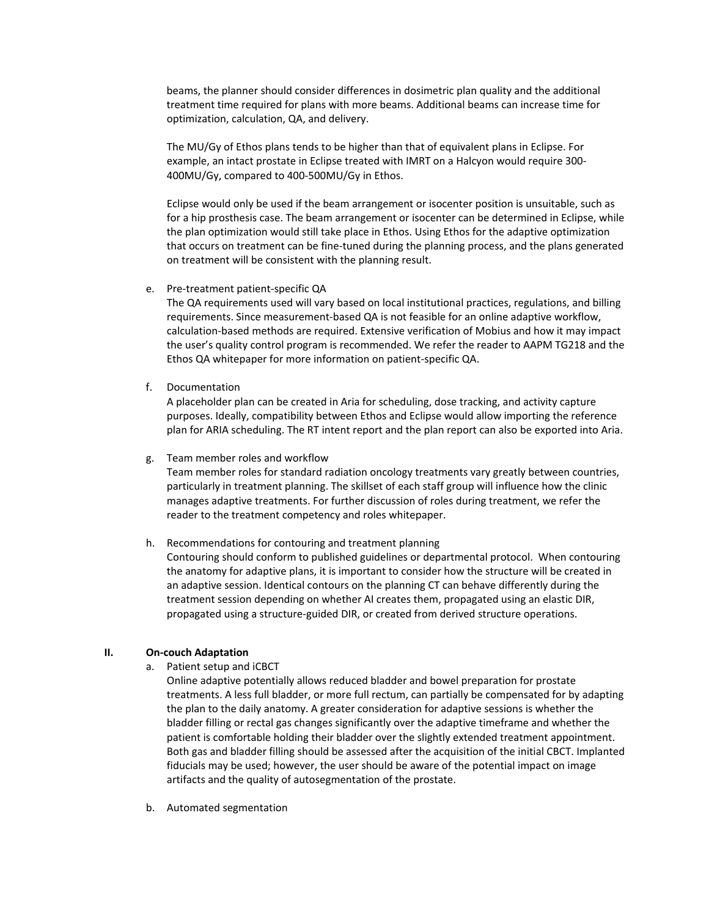beams, the planner should consider differences in dosimetric plan quality and the additional treatment time required for plans with more beams. Additional beams can increase time for optimization, calculation, QA, and delivery.

The MU/Gy of Ethos plans tends to be higher than that of equivalent plans in Eclipse. For example, an intact prostate in Eclipse treated with IMRT on a Halcyon would require 300-400MU/Gy, compared to 400-500MU/Gy in Ethos.

Eclipse would only be used if the beam arrangement or isocenter position is unsuitable, such as for a hip prosthesis case. The beam arrangement or isocenter can be determined in Eclipse, while the plan optimization would still take place in Ethos. Using Ethos for the adaptive optimization that occurs on treatment can be fine-tuned during the planning process, and the plans generated on treatment will be consistent with the planning result.

e. Pre-treatment patient-specific QA

The QA requirements used will vary based on local institutional practices, regulations, and billing requirements. Since measurement-based QA is not feasible for an online adaptive workflow, calculation-based methods are required. Extensive verification of Mobius and how it may impact the user's quality control program is recommended. We refer the reader to AAPM TG218 and the Ethos QA whitepaper for more information on patient-specific QA.

f. Documentation

A placeholder plan can be created in Aria for scheduling, dose tracking, and activity capture purposes. Ideally, compatibility between Ethos and Eclipse would allow importing the reference plan for ARIA scheduling. The RT intent report and the plan report can also be exported into Aria.

g. Team member roles and workflow

Team member roles for standard radiation oncology treatments vary greatly between countries, particularly in treatment planning. The skillset of each staff group will influence how the clinic manages adaptive treatments. For further discussion of roles during treatment, we refer the reader to the treatment competency and roles whitepaper.

h. Recommendations for contouring and treatment planning

Contouring should conform to published guidelines or departmental protocol. When contouring the anatomy for adaptive plans, it is important to consider how the structure will be created in an adaptive session. Identical contours on the planning CT can behave differently during the treatment session depending on whether AI creates them, propagated using an elastic DIR, propagated using a structure-guided DIR, or created from derived structure operations.

## II. On-couch Adaptation

a. Patient setup and iCBCT

Online adaptive potentially allows reduced bladder and bowel preparation for prostate treatments. A less full bladder, or more full rectum, can partially be compensated for by adapting the plan to the daily anatomy. A greater consideration for adaptive sessions is whether the bladder filling or rectal gas changes significantly over the adaptive timeframe and whether the patient is comfortable holding their bladder over the slightly extended treatment appointment. Both gas and bladder filling should be assessed after the acquisition of the initial CBCT. Implanted fiducials may be used; however, the user should be aware of the potential impact on image artifacts and the quality of autosegmentation of the prostate.

b. Automated segmentation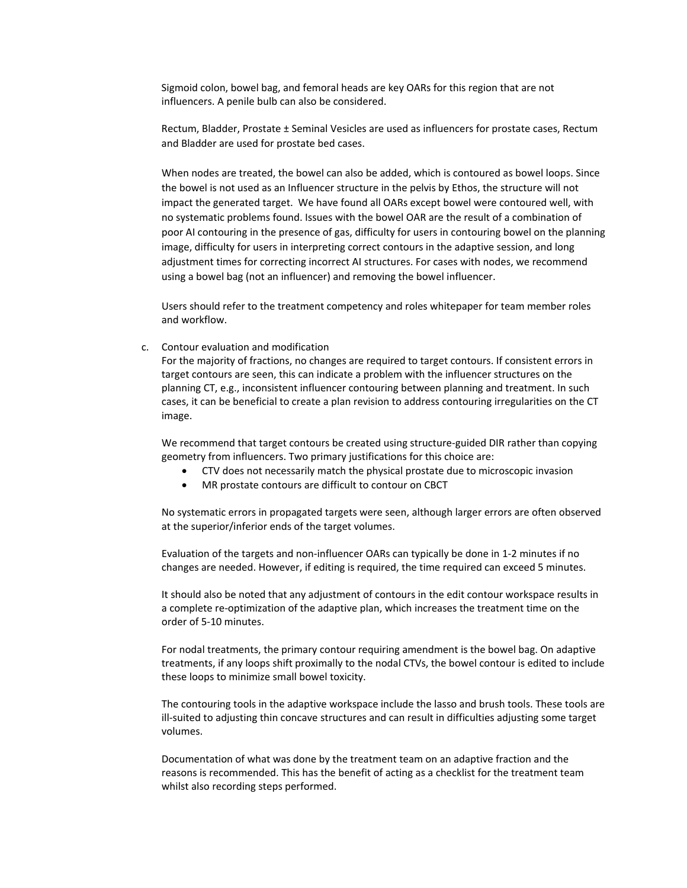Sigmoid colon, bowel bag, and femoral heads are key OARs for this region that are not influencers. A penile bulb can also be considered.

Rectum, Bladder, Prostate ± Seminal Vesicles are used as influencers for prostate cases, Rectum and Bladder are used for prostate bed cases.

When nodes are treated, the bowel can also be added, which is contoured as bowel loops. Since the bowel is not used as an Influencer structure in the pelvis by Ethos, the structure will not impact the generated target. We have found all OARs except bowel were contoured well, with no systematic problems found. Issues with the bowel OAR are the result of a combination of poor AI contouring in the presence of gas, difficulty for users in contouring bowel on the planning image, difficulty for users in interpreting correct contours in the adaptive session, and long adjustment times for correcting incorrect AI structures. For cases with nodes, we recommend using a bowel bag (not an influencer) and removing the bowel influencer.

Users should refer to the treatment competency and roles whitepaper for team member roles and workflow.

c. Contour evaluation and modification

For the majority of fractions, no changes are required to target contours. If consistent errors in target contours are seen, this can indicate a problem with the influencer structures on the planning CT, e.g., inconsistent influencer contouring between planning and treatment. In such cases, it can be beneficial to create a plan revision to address contouring irregularities on the CT image.

We recommend that target contours be created using structure-guided DIR rather than copying geometry from influencers. Two primary justifications for this choice are:

- CTV does not necessarily match the physical prostate due to microscopic invasion
- MR prostate contours are difficult to contour on CBCT

No systematic errors in propagated targets were seen, although larger errors are often observed at the superior/inferior ends of the target volumes.

Evaluation of the targets and non-influencer OARs can typically be done in 1-2 minutes if no changes are needed. However, if editing is required, the time required can exceed 5 minutes.

It should also be noted that any adjustment of contours in the edit contour workspace results in a complete re-optimization of the adaptive plan, which increases the treatment time on the order of 5-10 minutes.

For nodal treatments, the primary contour requiring amendment is the bowel bag. On adaptive treatments, if any loops shift proximally to the nodal CTVs, the bowel contour is edited to include these loops to minimize small bowel toxicity.

The contouring tools in the adaptive workspace include the lasso and brush tools. These tools are ill-suited to adjusting thin concave structures and can result in difficulties adjusting some target volumes.

Documentation of what was done by the treatment team on an adaptive fraction and the reasons is recommended. This has the benefit of acting as a checklist for the treatment team whilst also recording steps performed.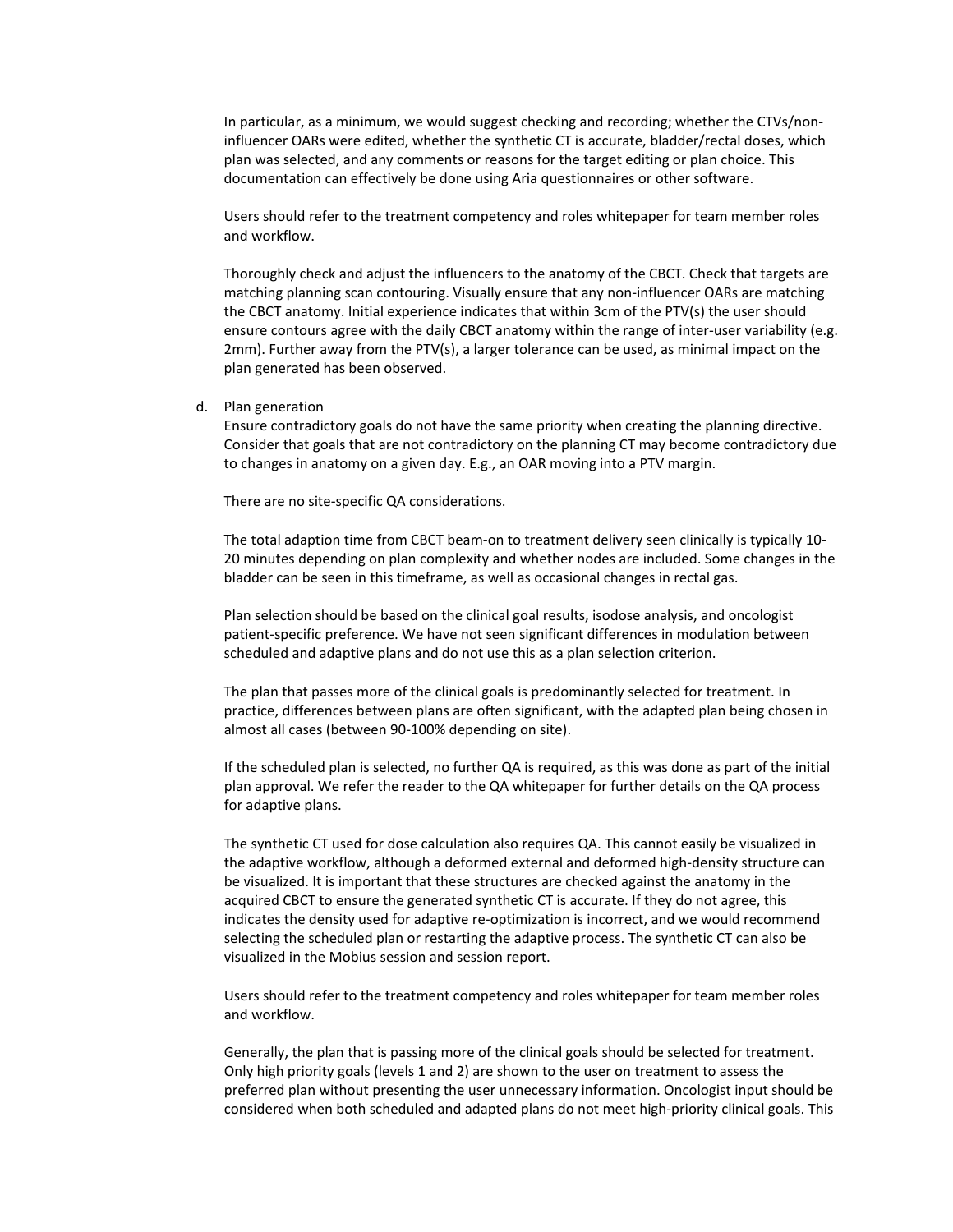In particular, as a minimum, we would suggest checking and recording; whether the CTVs/non-influencer OARs were edited, whether the synthetic CT is accurate, bladder/rectal doses, which plan was selected, and any comments or reasons for the target editing or plan choice. This documentation can effectively be done using Aria questionnaires or other software.

Users should refer to the treatment competency and roles whitepaper for team member roles and workflow.

Thoroughly check and adjust the influencers to the anatomy of the CBCT. Check that targets are matching planning scan contouring. Visually ensure that any non-influencer OARs are matching the CBCT anatomy. Initial experience indicates that within 3cm of the PTV(s) the user should ensure contours agree with the daily CBCT anatomy within the range of inter-user variability (e.g. 2mm). Further away from the PTV(s), a larger tolerance can be used, as minimal impact on the plan generated has been observed.

d. Plan generation

Ensure contradictory goals do not have the same priority when creating the planning directive. Consider that goals that are not contradictory on the planning CT may become contradictory due to changes in anatomy on a given day. E.g., an OAR moving into a PTV margin.

There are no site-specific QA considerations.

The total adaption time from CBCT beam-on to treatment delivery seen clinically is typically 10-20 minutes depending on plan complexity and whether nodes are included. Some changes in the bladder can be seen in this timeframe, as well as occasional changes in rectal gas.

Plan selection should be based on the clinical goal results, isodose analysis, and oncologist patient-specific preference. We have not seen significant differences in modulation between scheduled and adaptive plans and do not use this as a plan selection criterion.

The plan that passes more of the clinical goals is predominantly selected for treatment. In practice, differences between plans are often significant, with the adapted plan being chosen in almost all cases (between 90-100% depending on site).

If the scheduled plan is selected, no further QA is required, as this was done as part of the initial plan approval. We refer the reader to the QA whitepaper for further details on the QA process for adaptive plans.

The synthetic CT used for dose calculation also requires QA. This cannot easily be visualized in the adaptive workflow, although a deformed external and deformed high-density structure can be visualized. It is important that these structures are checked against the anatomy in the acquired CBCT to ensure the generated synthetic CT is accurate. If they do not agree, this indicates the density used for adaptive re-optimization is incorrect, and we would recommend selecting the scheduled plan or restarting the adaptive process. The synthetic CT can also be visualized in the Mobius session and session report.

Users should refer to the treatment competency and roles whitepaper for team member roles and workflow.

Generally, the plan that is passing more of the clinical goals should be selected for treatment. Only high priority goals (levels 1 and 2) are shown to the user on treatment to assess the preferred plan without presenting the user unnecessary information. Oncologist input should be considered when both scheduled and adapted plans do not meet high-priority clinical goals. This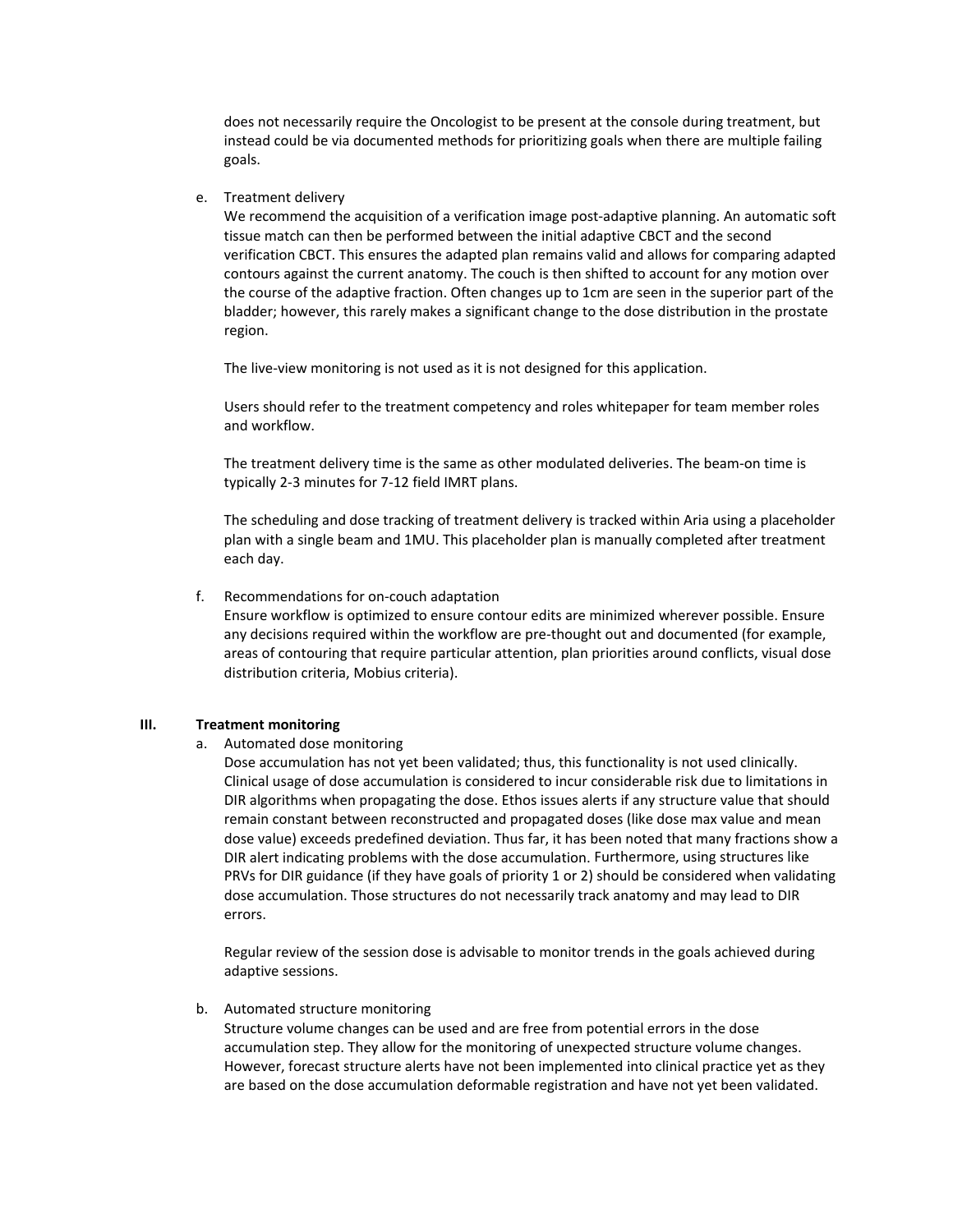does not necessarily require the Oncologist to be present at the console during treatment, but instead could be via documented methods for prioritizing goals when there are multiple failing goals.

e. Treatment delivery

We recommend the acquisition of a verification image post-adaptive planning. An automatic soft tissue match can then be performed between the initial adaptive CBCT and the second verification CBCT. This ensures the adapted plan remains valid and allows for comparing adapted contours against the current anatomy. The couch is then shifted to account for any motion over the course of the adaptive fraction. Often changes up to 1cm are seen in the superior part of the bladder; however, this rarely makes a significant change to the dose distribution in the prostate region.

The live-view monitoring is not used as it is not designed for this application.

Users should refer to the treatment competency and roles whitepaper for team member roles and workflow.

The treatment delivery time is the same as other modulated deliveries. The beam-on time is typically 2-3 minutes for 7-12 field IMRT plans.

The scheduling and dose tracking of treatment delivery is tracked within Aria using a placeholder plan with a single beam and 1MU. This placeholder plan is manually completed after treatment each day.

f. Recommendations for on-couch adaptation

Ensure workflow is optimized to ensure contour edits are minimized wherever possible. Ensure any decisions required within the workflow are pre-thought out and documented (for example, areas of contouring that require particular attention, plan priorities around conflicts, visual dose distribution criteria, Mobius criteria).

## III. Treatment monitoring

a. Automated dose monitoring

Dose accumulation has not yet been validated; thus, this functionality is not used clinically. Clinical usage of dose accumulation is considered to incur considerable risk due to limitations in DIR algorithms when propagating the dose. Ethos issues alerts if any structure value that should remain constant between reconstructed and propagated doses (like dose max value and mean dose value) exceeds predefined deviation. Thus far, it has been noted that many fractions show a DIR alert indicating problems with the dose accumulation. Furthermore, using structures like PRVs for DIR guidance (if they have goals of priority 1 or 2) should be considered when validating dose accumulation. Those structures do not necessarily track anatomy and may lead to DIR errors.

Regular review of the session dose is advisable to monitor trends in the goals achieved during adaptive sessions.

b. Automated structure monitoring

Structure volume changes can be used and are free from potential errors in the dose accumulation step. They allow for the monitoring of unexpected structure volume changes. However, forecast structure alerts have not been implemented into clinical practice yet as they are based on the dose accumulation deformable registration and have not yet been validated.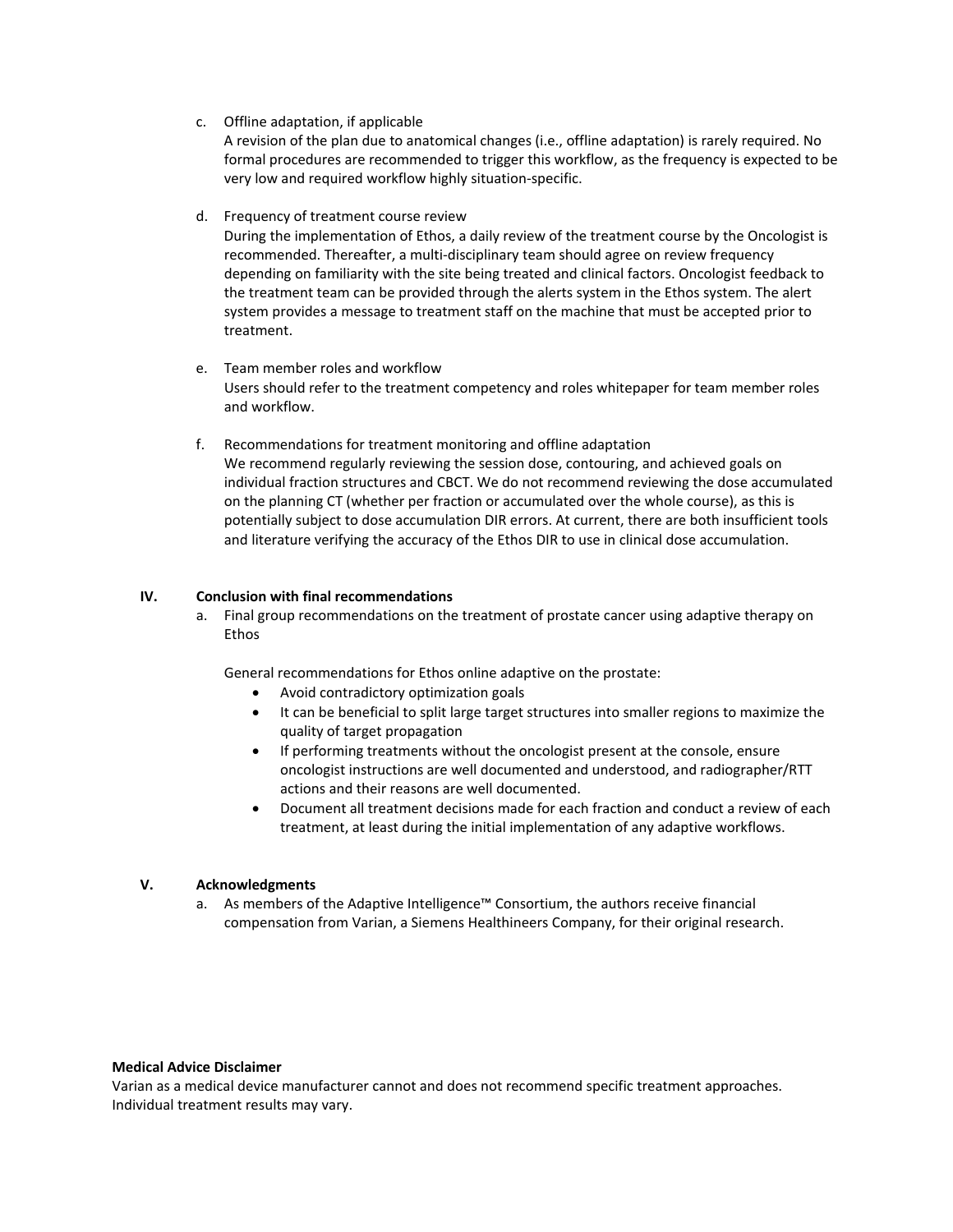c. Offline adaptation, if applicable
   A revision of the plan due to anatomical changes (i.e., offline adaptation) is rarely required. No formal procedures are recommended to trigger this workflow, as the frequency is expected to be very low and required workflow highly situation-specific.

d. Frequency of treatment course review
   During the implementation of Ethos, a daily review of the treatment course by the Oncologist is recommended. Thereafter, a multi-disciplinary team should agree on review frequency depending on familiarity with the site being treated and clinical factors. Oncologist feedback to the treatment team can be provided through the alerts system in the Ethos system. The alert system provides a message to treatment staff on the machine that must be accepted prior to treatment.

e. Team member roles and workflow
   Users should refer to the treatment competency and roles whitepaper for team member roles and workflow.

f. Recommendations for treatment monitoring and offline adaptation
   We recommend regularly reviewing the session dose, contouring, and achieved goals on individual fraction structures and CBCT. We do not recommend reviewing the dose accumulated on the planning CT (whether per fraction or accumulated over the whole course), as this is potentially subject to dose accumulation DIR errors. At current, there are both insufficient tools and literature verifying the accuracy of the Ethos DIR to use in clinical dose accumulation.

## IV. Conclusion with final recommendations

a. Final group recommendations on the treatment of prostate cancer using adaptive therapy on Ethos

   General recommendations for Ethos online adaptive on the prostate:

   - Avoid contradictory optimization goals
   - It can be beneficial to split large target structures into smaller regions to maximize the quality of target propagation
   - If performing treatments without the oncologist present at the console, ensure oncologist instructions are well documented and understood, and radiographer/RTT actions and their reasons are well documented.
   - Document all treatment decisions made for each fraction and conduct a review of each treatment, at least during the initial implementation of any adaptive workflows.

## V. Acknowledgments

a. As members of the Adaptive Intelligence™ Consortium, the authors receive financial compensation from Varian, a Siemens Healthineers Company, for their original research.

**Medical Advice Disclaimer**

Varian as a medical device manufacturer cannot and does not recommend specific treatment approaches. Individual treatment results may vary.